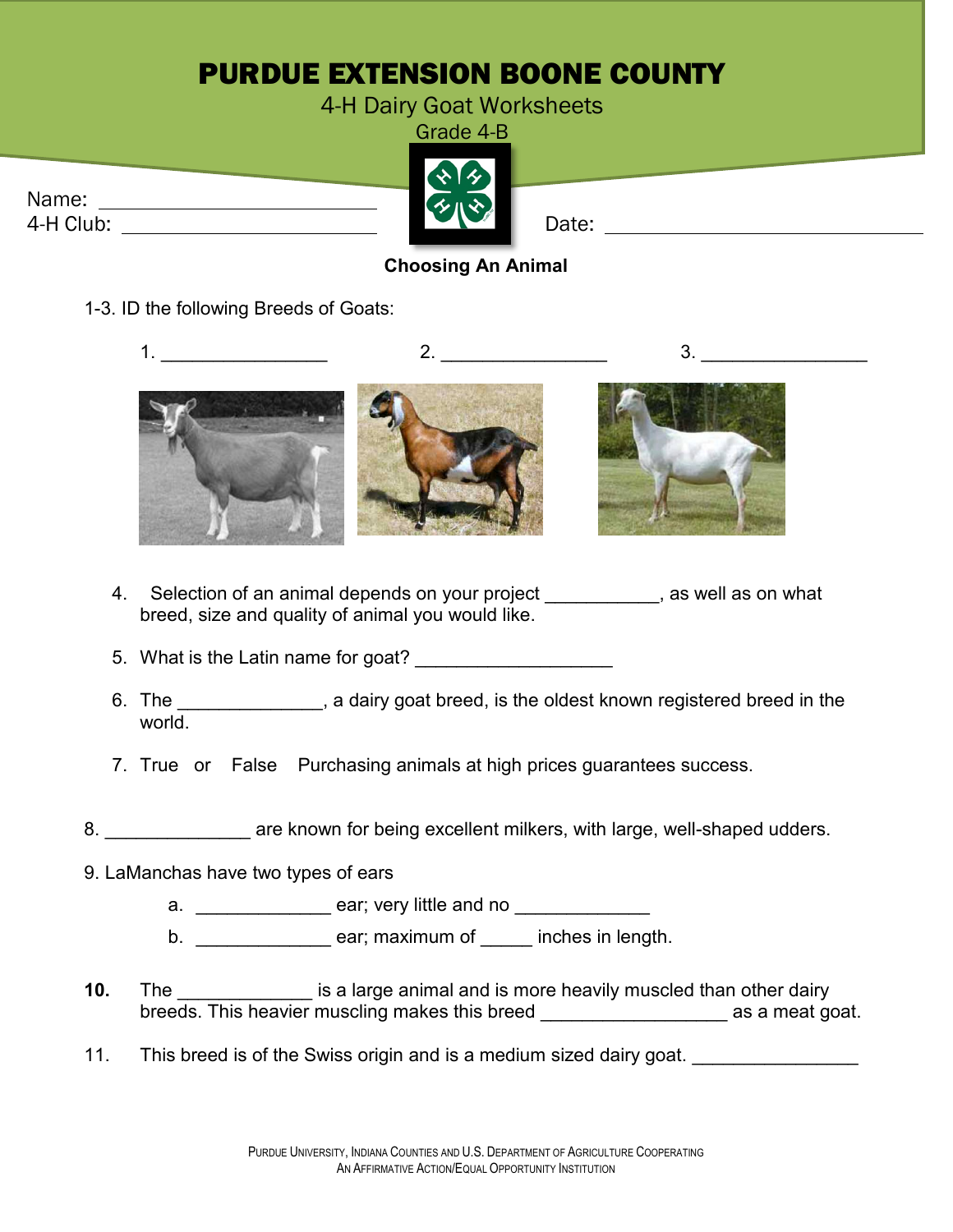# PURDUE EXTENSION BOONE COUNTY

4-H Dairy Goat Worksheets

Grade 4-B

Name: ______________________________

4-H Club: ______________________________

Date: ______________________________

### Choosing An Animal

1-3. ID the following Breeds of Goats:

1. ________________
2. ________________
3. ________________

4. Selection of an animal depends on your project ___________, as well as on what breed, size and quality of animal you would like.

5. What is the Latin name for goat? ___________________

6. The ______________, a dairy goat breed, is the oldest known registered breed in the world.

7. True or False Purchasing animals at high prices guarantees success.

8. ______________ are known for being excellent milkers, with large, well-shaped udders.

9. LaManchas have two types of ears
   a. _____________ ear; very little and no _____________
   b. _____________ ear; maximum of _____ inches in length.

**10.** The _____________ is a large animal and is more heavily muscled than other dairy breeds. This heavier muscling makes this breed __________________ as a meat goat.

11. This breed is of the Swiss origin and is a medium sized dairy goat. ________________

PURDUE UNIVERSITY, INDIANA COUNTIES AND U.S. DEPARTMENT OF AGRICULTURE COOPERATING
AN AFFIRMATIVE ACTION/EQUAL OPPORTUNITY INSTITUTION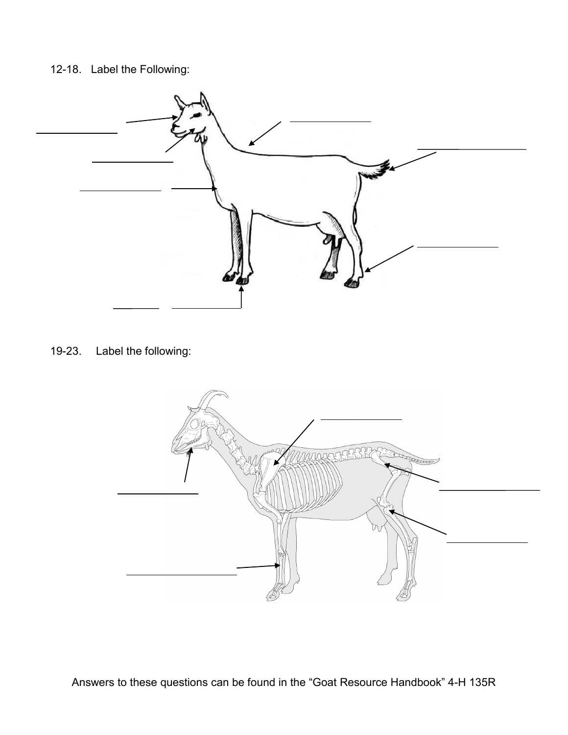12-18. Label the Following:

19-23. Label the following:

Answers to these questions can be found in the “Goat Resource Handbook” 4-H 135R